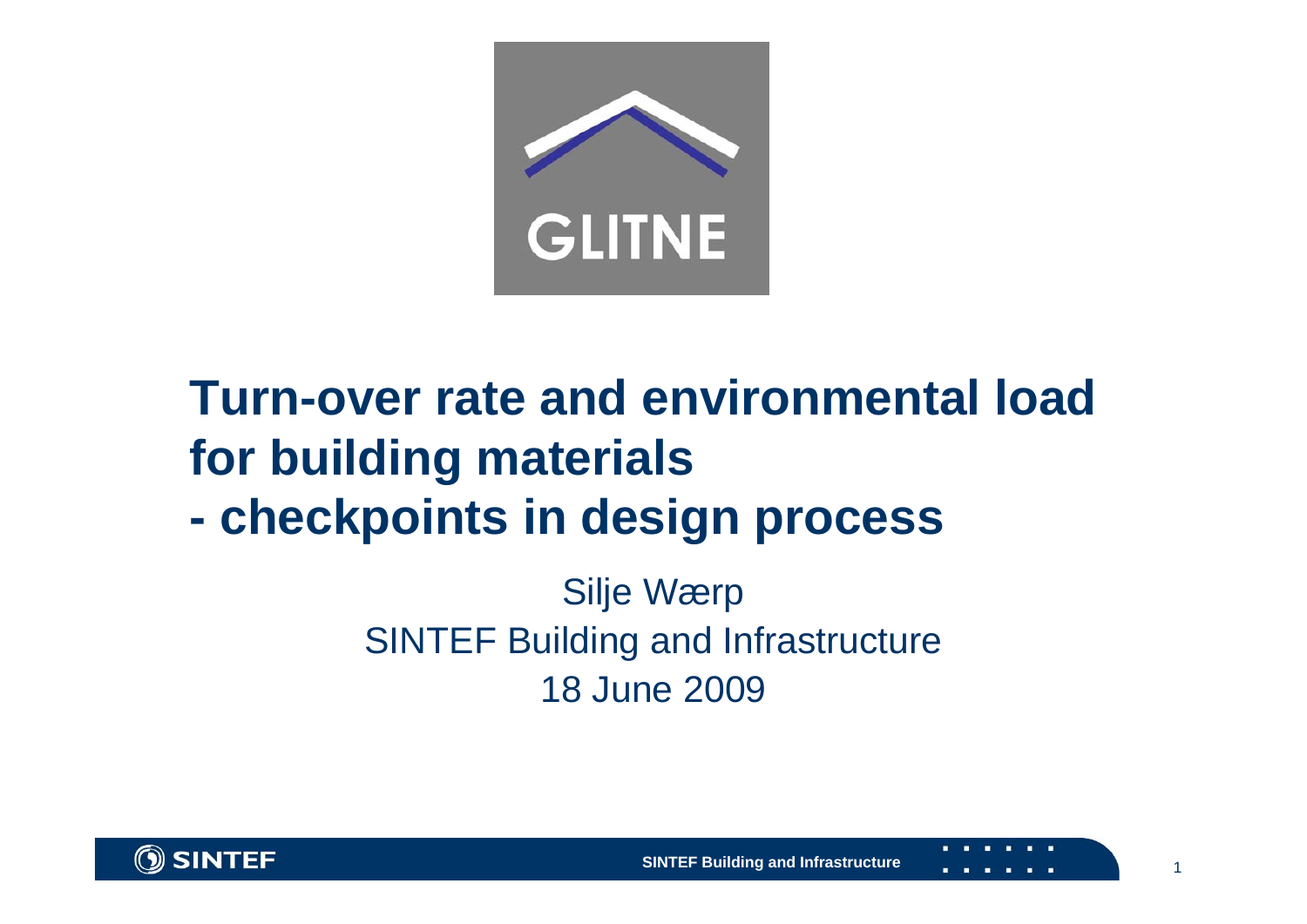GLITNE

# Turn-over rate and environmental load for building materials
# - checkpoints in design process

Silje Wærp
SINTEF Building and Infrastructure
18 June 2009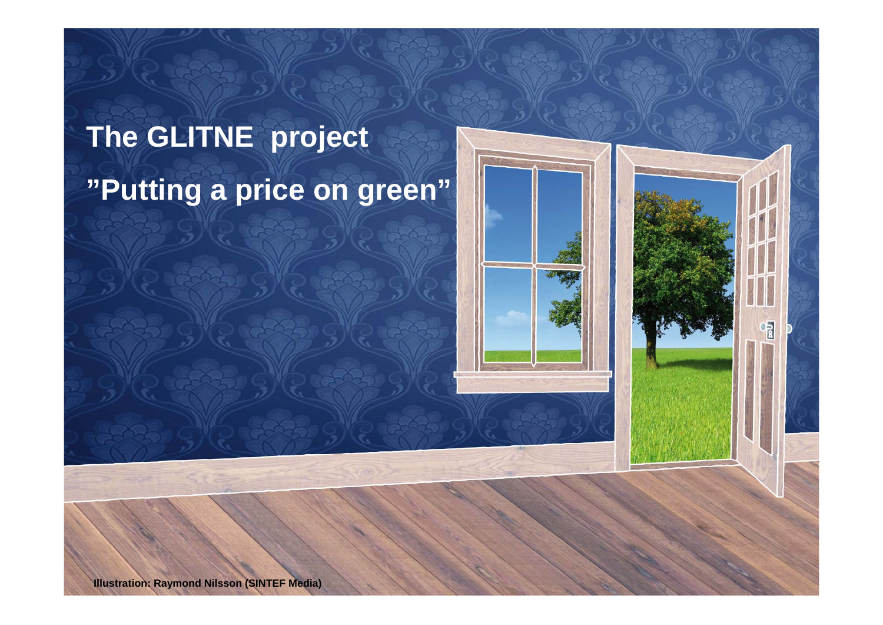# The GLITNE project

## ”Putting a price on green”

Illustration: Raymond Nilsson (SINTEF Media)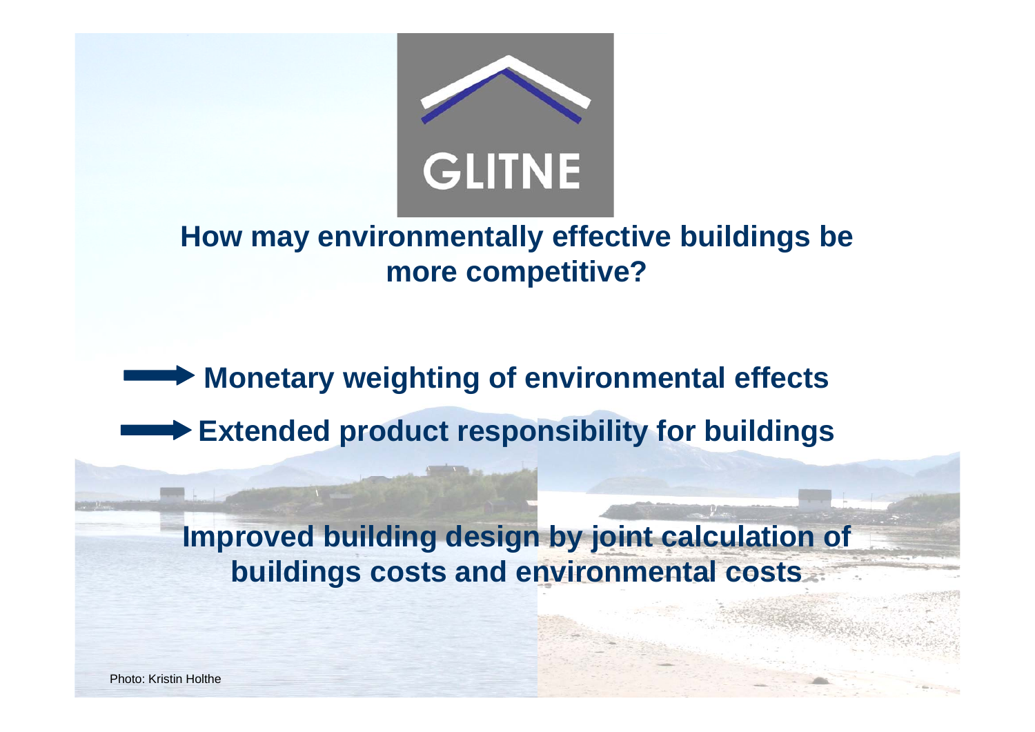GLITNE

## How may environmentally effective buildings be more competitive?

➡ **Monetary weighting of environmental effects**

➡ **Extended product responsibility for buildings**

**Improved building design by joint calculation of buildings costs and environmental costs**

Photo: Kristin Holthe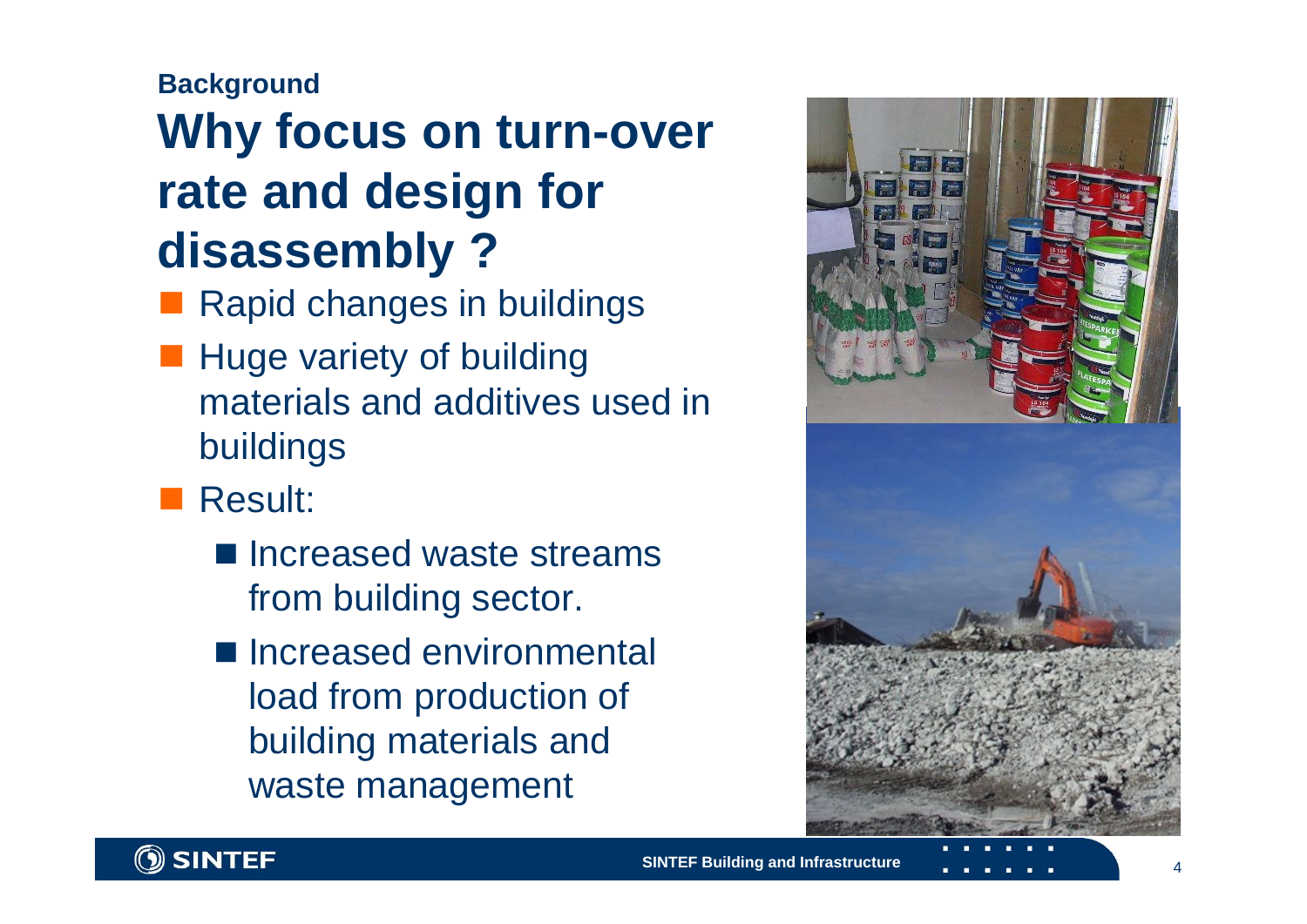**Background**

# Why focus on turn-over rate and design for disassembly ?

- Rapid changes in buildings
- Huge variety of building materials and additives used in buildings
- Result:
  - Increased waste streams from building sector.
  - Increased environmental load from production of building materials and waste management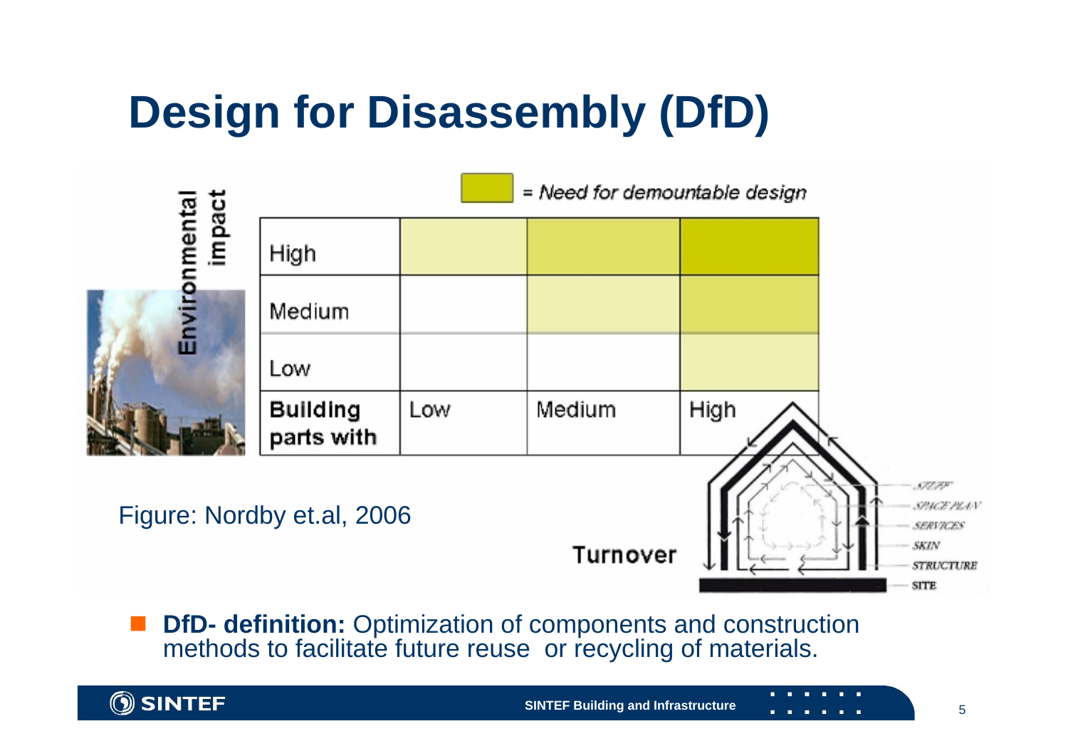# Design for Disassembly (DfD)

= Need for demountable design

Environmental impact

| | | | |
|---|---|---|---|
| High | | | |
| Medium | | | |
| Low | | | |
| Building parts with | Low | Medium | High |

Turnover

STUFF
SPACE PLAN
SERVICES
SKIN
STRUCTURE
SITE

Figure: Nordby et.al, 2006

- **DfD- definition:** Optimization of components and construction methods to facilitate future reuse or recycling of materials.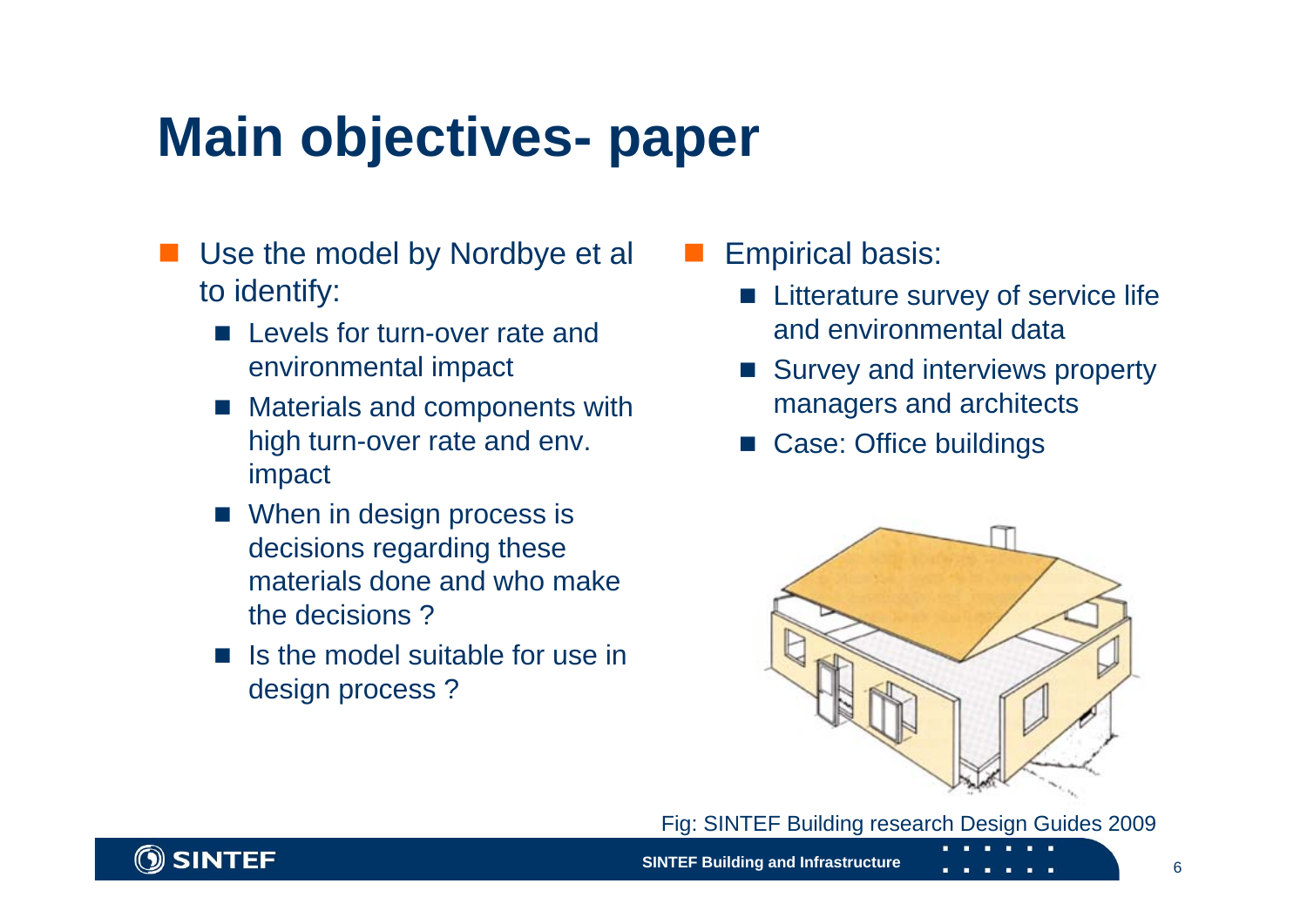# Main objectives- paper

- Use the model by Nordbye et al to identify:
  - Levels for turn-over rate and environmental impact
  - Materials and components with high turn-over rate and env. impact
  - When in design process is decisions regarding these materials done and who make the decisions ?
  - Is the model suitable for use in design process ?
- Empirical basis:
  - Litterature survey of service life and environmental data
  - Survey and interviews property managers and architects
  - Case: Office buildings

Fig: SINTEF Building research Design Guides 2009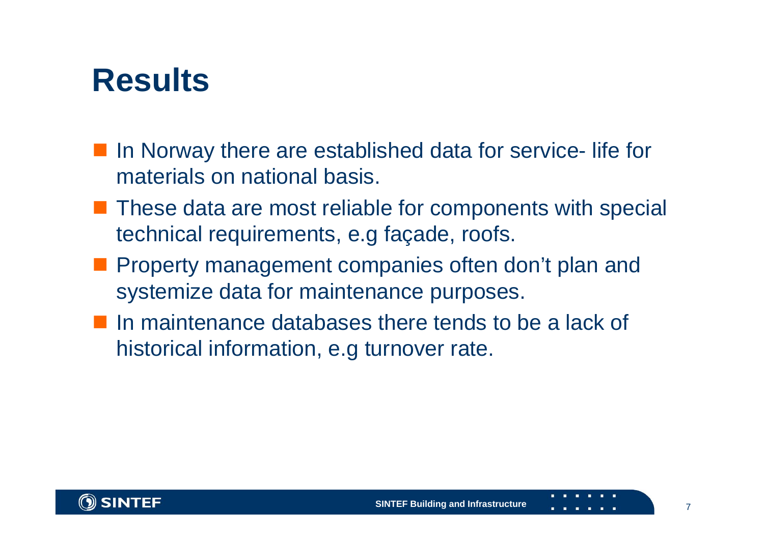# Results

- In Norway there are established data for service- life for materials on national basis.
- These data are most reliable for components with special technical requirements, e.g façade, roofs.
- Property management companies often don't plan and systemize data for maintenance purposes.
- In maintenance databases there tends to be a lack of historical information, e.g turnover rate.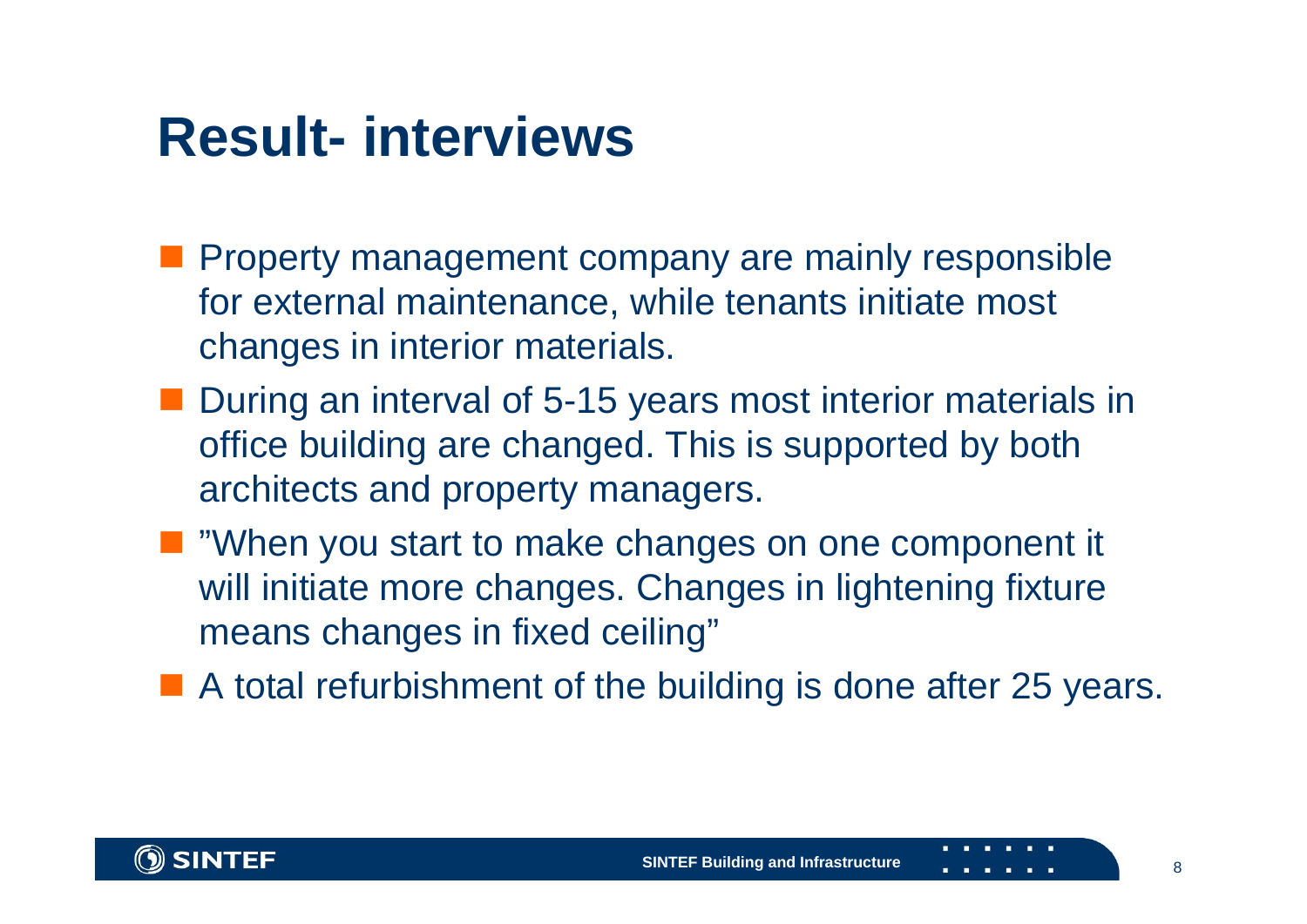# Result- interviews

- Property management company are mainly responsible for external maintenance, while tenants initiate most changes in interior materials.
- During an interval of 5-15 years most interior materials in office building are changed. This is supported by both architects and property managers.
- ”When you start to make changes on one component it will initiate more changes. Changes in lightening fixture means changes in fixed ceiling”
- A total refurbishment of the building is done after 25 years.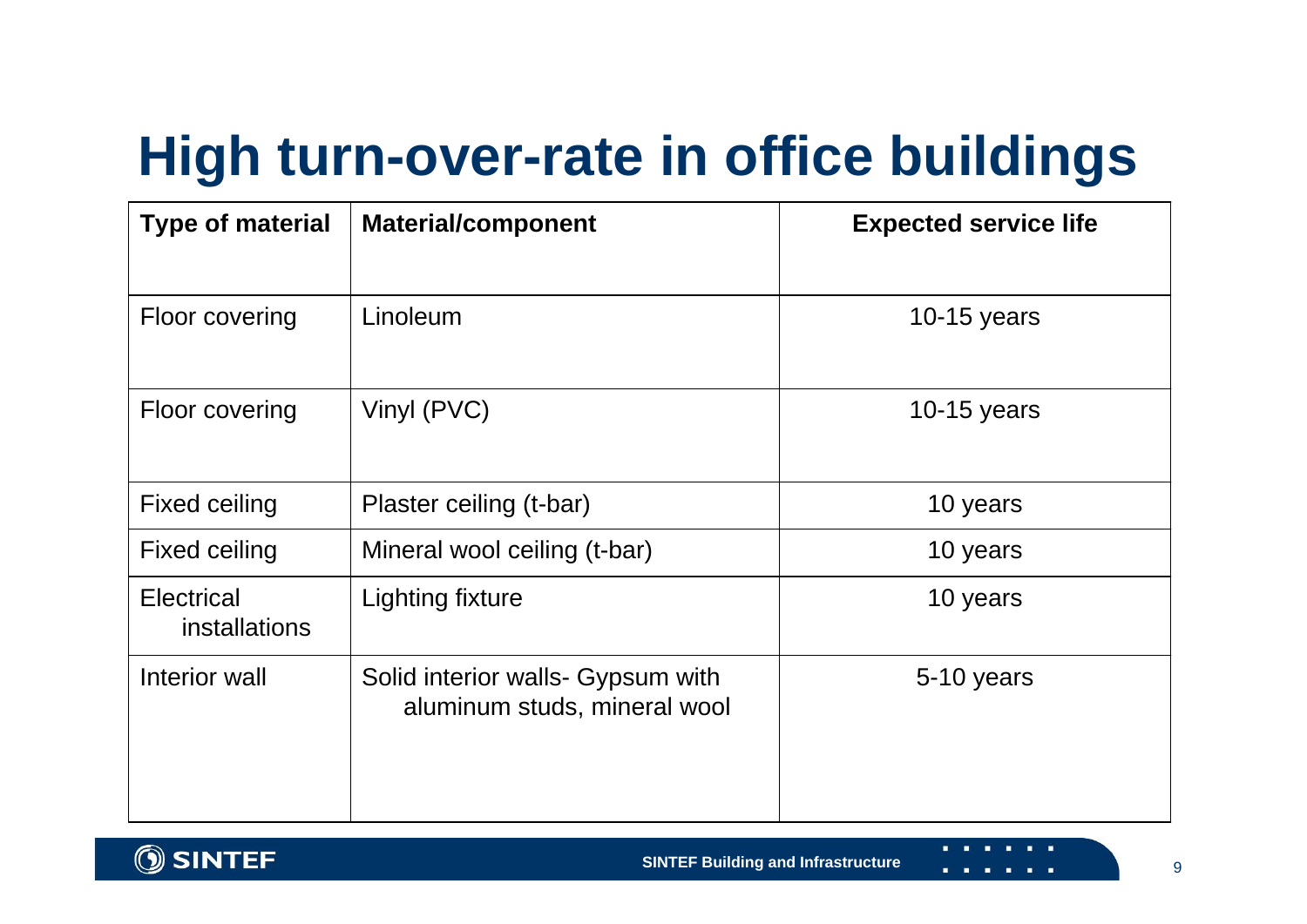# High turn-over-rate in office buildings

| Type of material | Material/component | Expected service life |
|---|---|---|
| Floor covering | Linoleum | 10-15 years |
| Floor covering | Vinyl (PVC) | 10-15 years |
| Fixed ceiling | Plaster ceiling (t-bar) | 10 years |
| Fixed ceiling | Mineral wool ceiling (t-bar) | 10 years |
| Electrical installations | Lighting fixture | 10 years |
| Interior wall | Solid interior walls- Gypsum with aluminum studs, mineral wool | 5-10 years |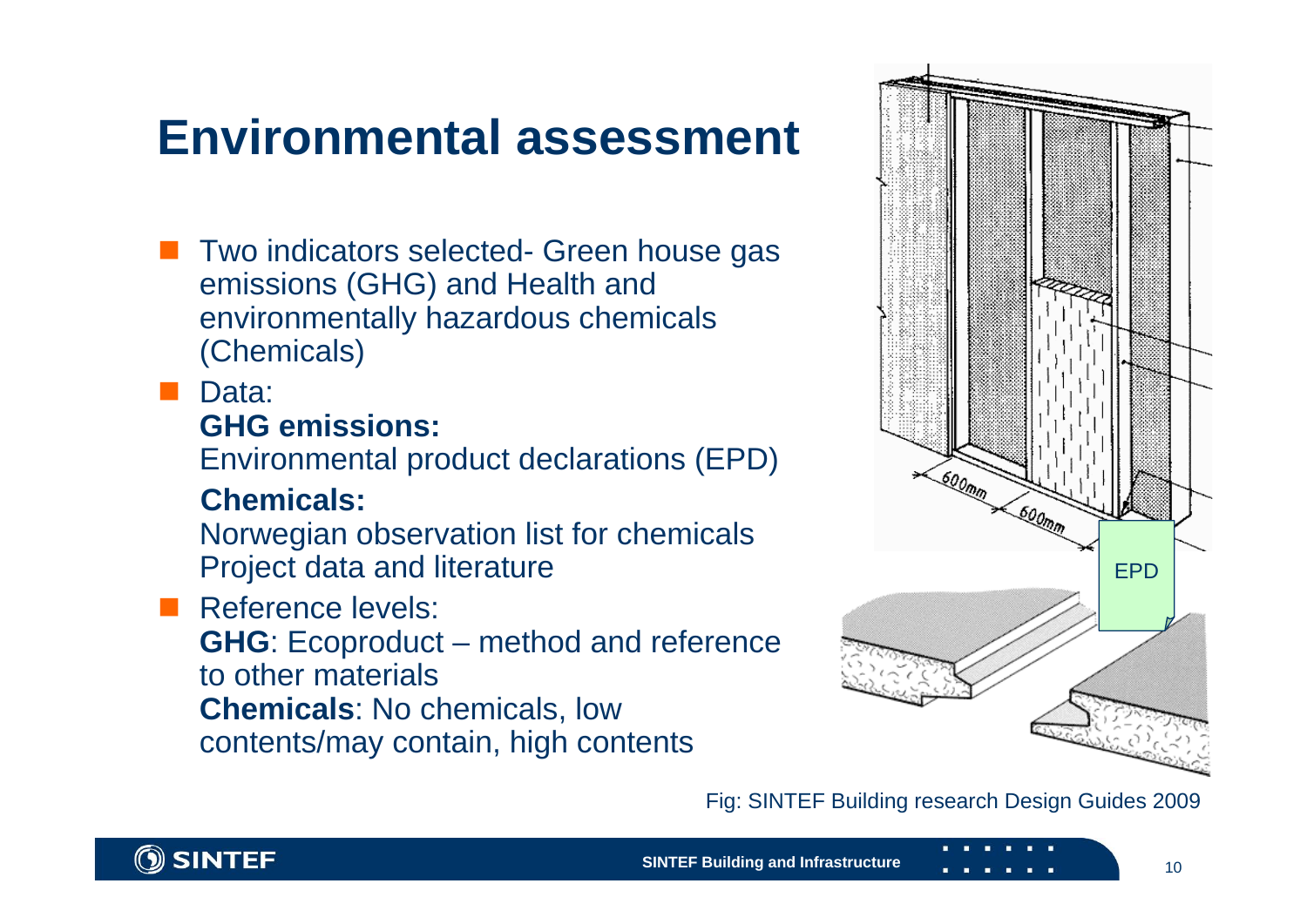# Environmental assessment

- Two indicators selected- Green house gas emissions (GHG) and Health and environmentally hazardous chemicals (Chemicals)
- Data:
  **GHG emissions:**
  Environmental product declarations (EPD)
  **Chemicals:**
  Norwegian observation list for chemicals
  Project data and literature
- Reference levels:
  **GHG**: Ecoproduct – method and reference to other materials
  **Chemicals**: No chemicals, low contents/may contain, high contents

600mm

600mm

EPD

Fig: SINTEF Building research Design Guides 2009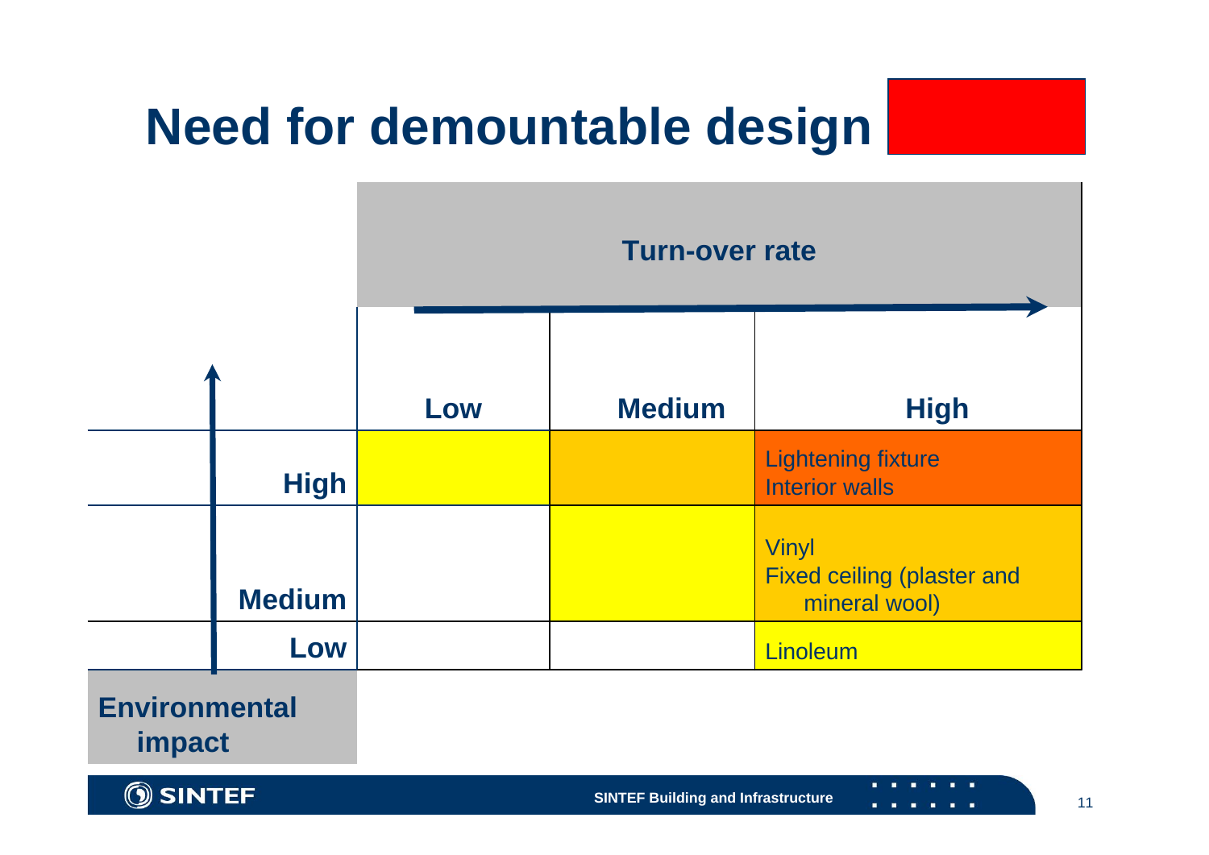# Need for demountable design

| Environmental impact \ Turn-over rate | Low | Medium | High |
| --- | --- | --- | --- |
| High | | | Lightening fixture<br>Interior walls |
| Medium | | | Vinyl<br>Fixed ceiling (plaster and mineral wool) |
| Low | | | Linoleum |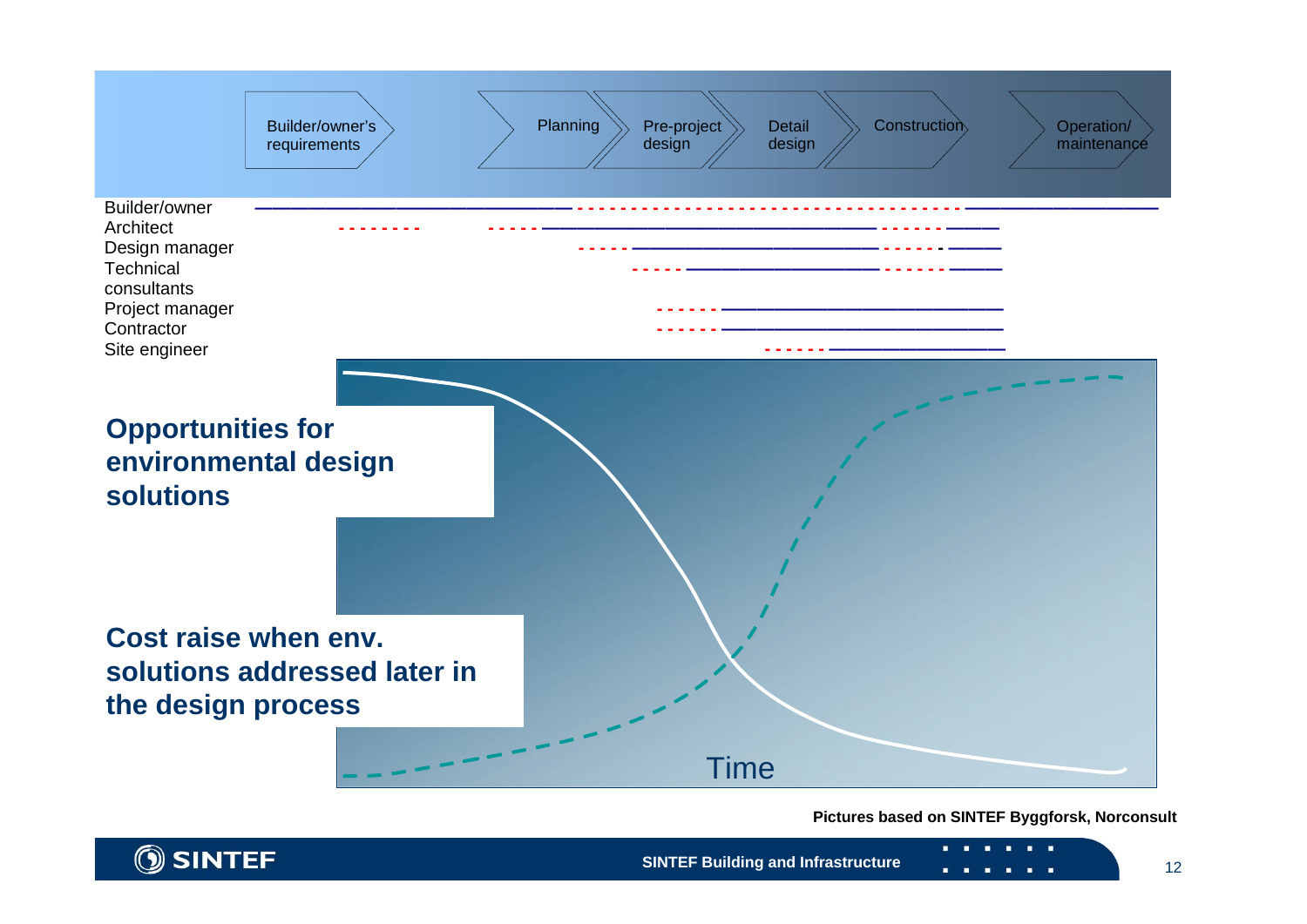Builder/owner's requirements

Planning

Pre-project design

Detail design

Construction

Operation/ maintenance

Builder/owner

Architect

Design manager

Technical consultants

Project manager

Contractor

Site engineer

**Opportunities for environmental design solutions**

**Cost raise when env. solutions addressed later in the design process**

Time

**Pictures based on SINTEF Byggforsk, Norconsult**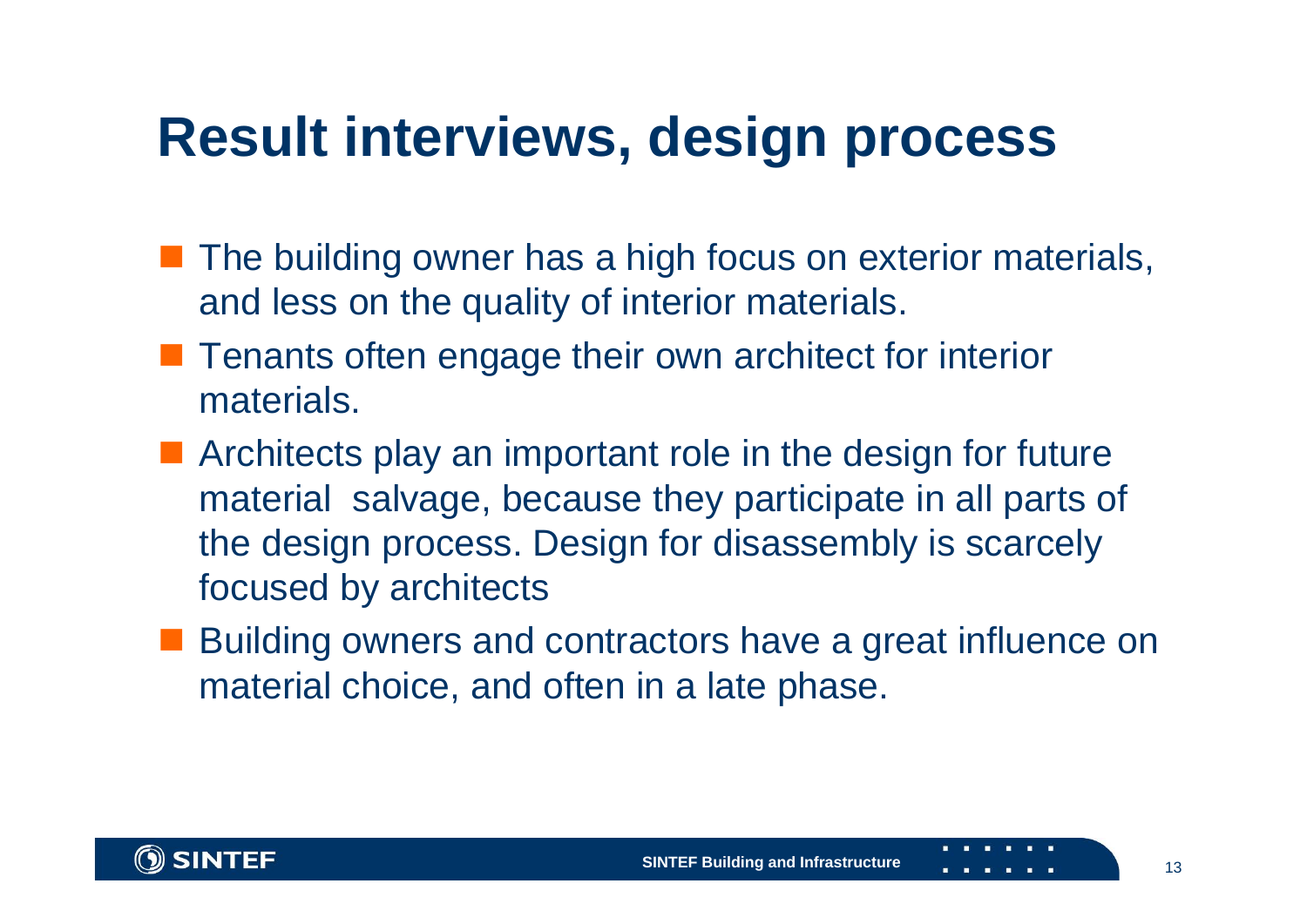# Result interviews, design process

- The building owner has a high focus on exterior materials, and less on the quality of interior materials.
- Tenants often engage their own architect for interior materials.
- Architects play an important role in the design for future material salvage, because they participate in all parts of the design process. Design for disassembly is scarcely focused by architects
- Building owners and contractors have a great influence on material choice, and often in a late phase.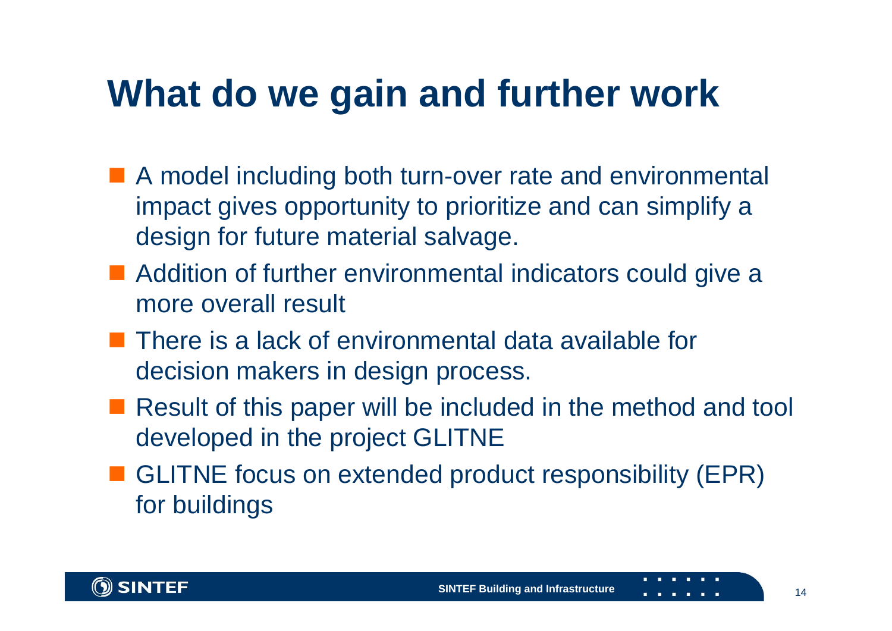# What do we gain and further work

- A model including both turn-over rate and environmental impact gives opportunity to prioritize and can simplify a design for future material salvage.
- Addition of further environmental indicators could give a more overall result
- There is a lack of environmental data available for decision makers in design process.
- Result of this paper will be included in the method and tool developed in the project GLITNE
- GLITNE focus on extended product responsibility (EPR) for buildings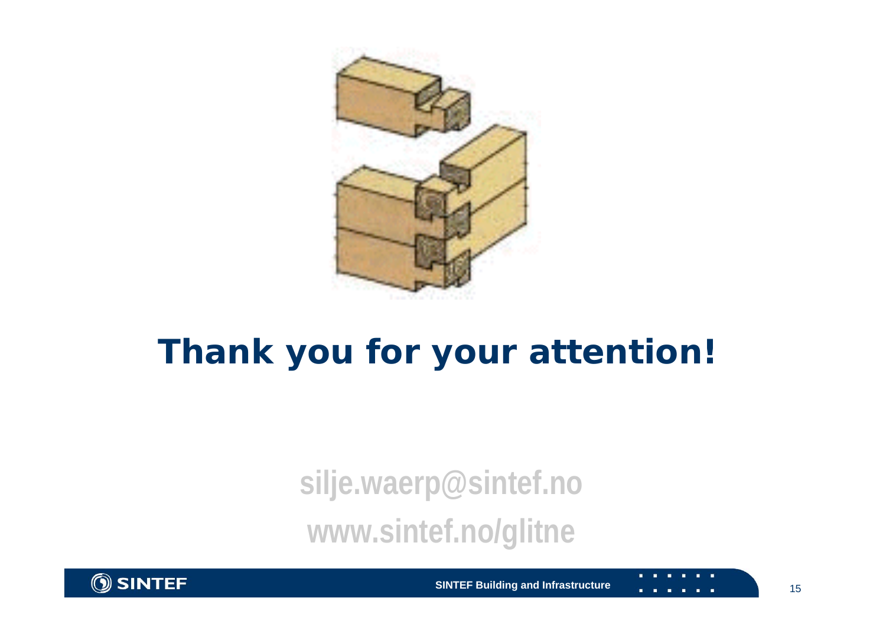# Thank you for your attention!

silje.waerp@sintef.no

www.sintef.no/glitne